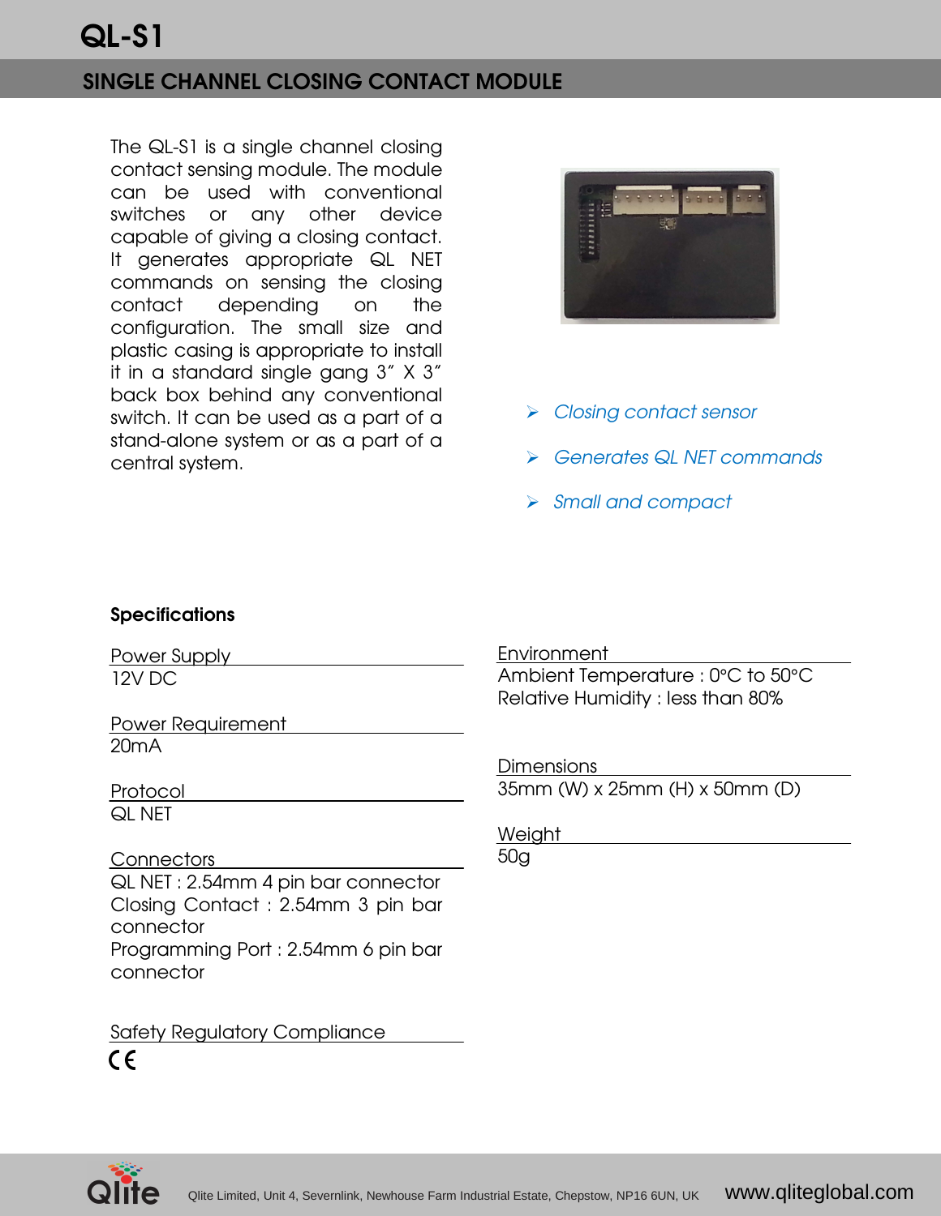# QL-S1

## SINGLE CHANNEL CLOSING CONTACT MODULE

The QL-S1 is a single channel closing contact sensing module. The module can be used with conventional switches or any other device capable of giving a closing contact. It generates appropriate QL NET commands on sensing the closing contact depending on the configuration. The small size and plastic casing is appropriate to install it in a standard single gang 3" X 3" back box behind any conventional switch. It can be used as a part of a stand-alone system or as a part of a central system.

- *Closing contact sensor*
- *Generates QL NET commands*
- *Small and compact*

**Specifications**

Power Supply
12V DC

Power Requirement
20mA

Protocol
QL NET

Connectors
QL NET : 2.54mm 4 pin bar connector
Closing Contact : 2.54mm 3 pin bar connector
Programming Port : 2.54mm 6 pin bar connector

Safety Regulatory Compliance
CE

Environment
Ambient Temperature : 0°C to 50°C
Relative Humidity : less than 80%

Dimensions
35mm (W) x 25mm (H) x 50mm (D)

Weight
50g

Qlite Limited, Unit 4, Severnlink, Newhouse Farm Industrial Estate, Chepstow, NP16 6UN, UK www.qliteglobal.com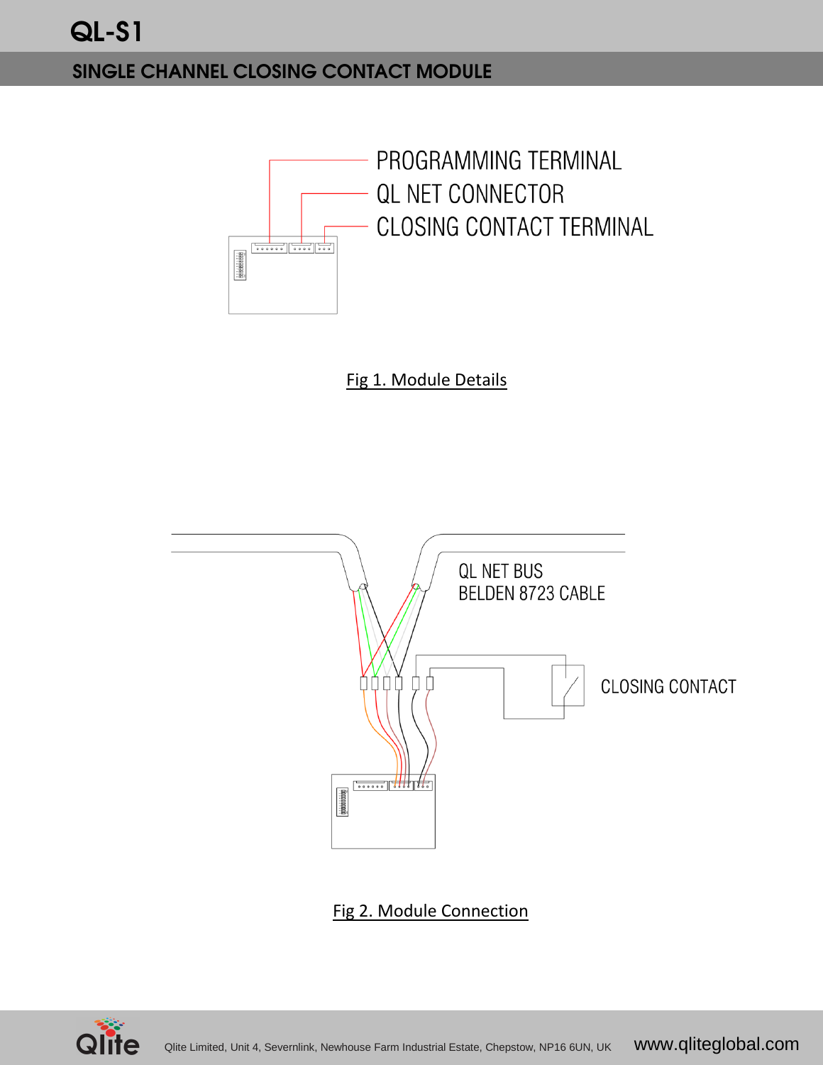# QL-S1

## SINGLE CHANNEL CLOSING CONTACT MODULE

PROGRAMMING TERMINAL

QL NET CONNECTOR

CLOSING CONTACT TERMINAL

Fig 1. Module Details

QL NET BUS

BELDEN 8723 CABLE

CLOSING CONTACT

Fig 2. Module Connection